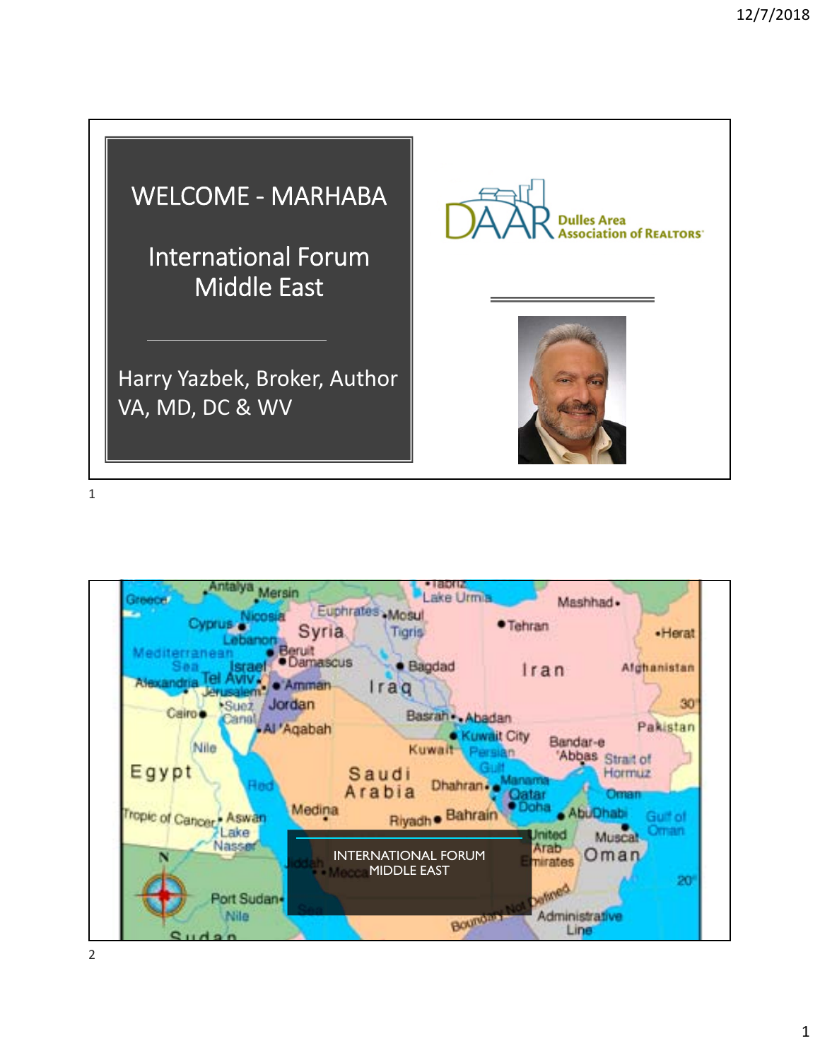# WELCOME - MARHABA

## International Forum Middle East

Harry Yazbek, Broker, Author
VA, MD, DC & WV

Dulles Area Association of REALTORS

INTERNATIONAL FORUM
MIDDLE EAST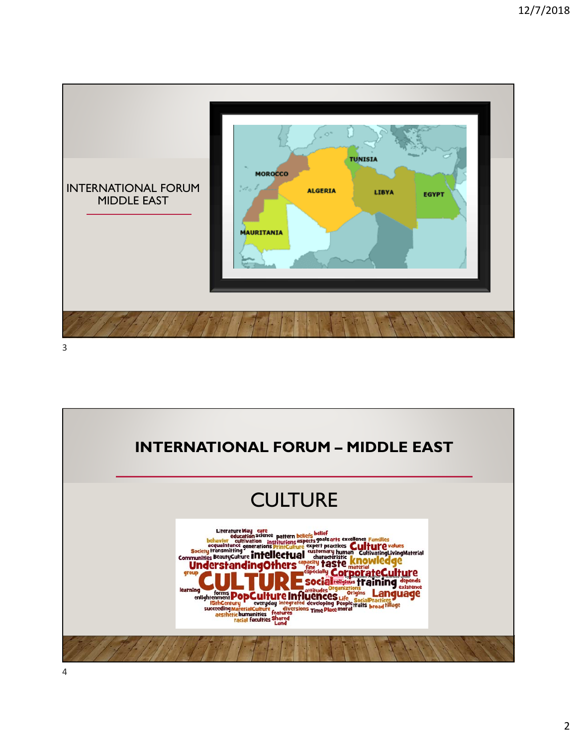INTERNATIONAL FORUM MIDDLE EAST

## INTERNATIONAL FORUM – MIDDLE EAST

# CULTURE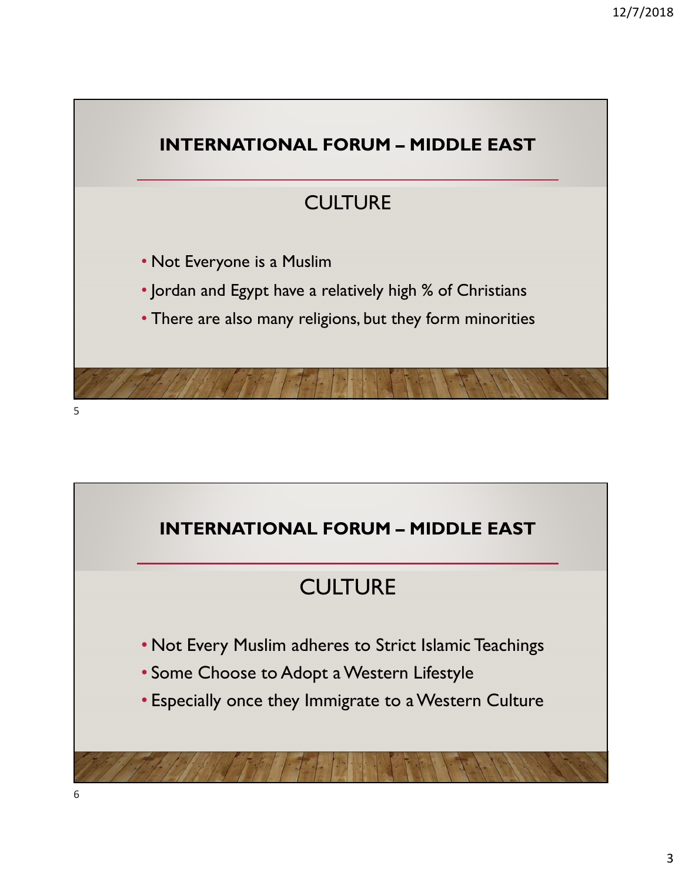## INTERNATIONAL FORUM – MIDDLE EAST

### CULTURE

- Not Everyone is a Muslim
- Jordan and Egypt have a relatively high % of Christians
- There are also many religions, but they form minorities

## INTERNATIONAL FORUM – MIDDLE EAST

### CULTURE

- Not Every Muslim adheres to Strict Islamic Teachings
- Some Choose to Adopt a Western Lifestyle
- Especially once they Immigrate to a Western Culture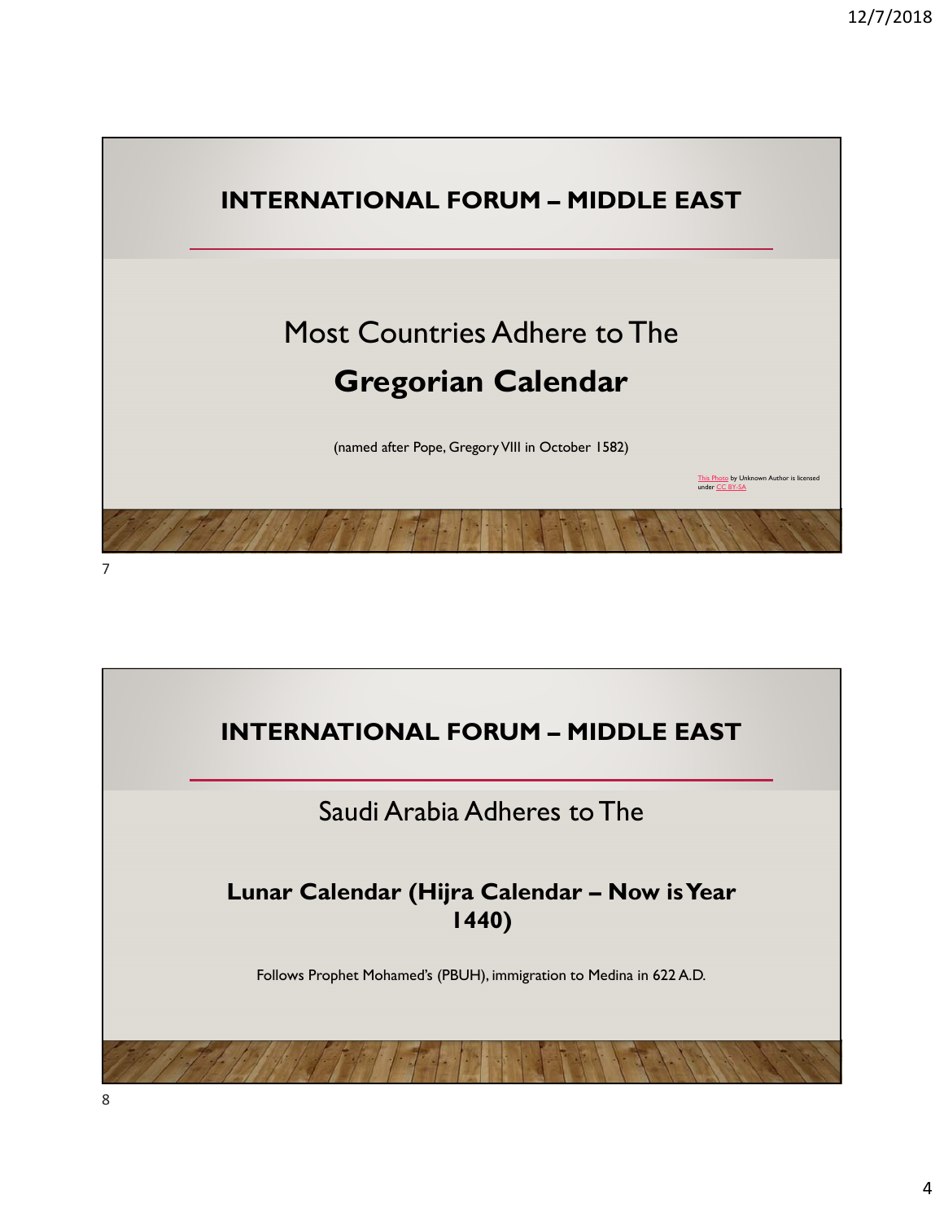## INTERNATIONAL FORUM – MIDDLE EAST

Most Countries Adhere to The

**Gregorian Calendar**

(named after Pope, Gregory VIII in October 1582)

This Photo by Unknown Author is licensed under CC BY-SA

## INTERNATIONAL FORUM – MIDDLE EAST

Saudi Arabia Adheres to The

**Lunar Calendar (Hijra Calendar – Now is Year 1440)**

Follows Prophet Mohamed's (PBUH), immigration to Medina in 622 A.D.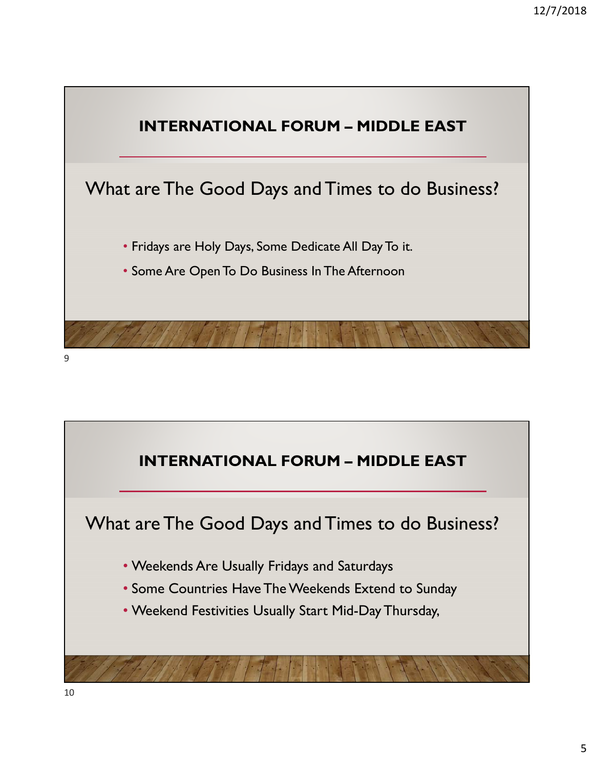## INTERNATIONAL FORUM – MIDDLE EAST

### What are The Good Days and Times to do Business?

- Fridays are Holy Days, Some Dedicate All Day To it.
- Some Are Open To Do Business In The Afternoon

## INTERNATIONAL FORUM – MIDDLE EAST

### What are The Good Days and Times to do Business?

- Weekends Are Usually Fridays and Saturdays
- Some Countries Have The Weekends Extend to Sunday
- Weekend Festivities Usually Start Mid-Day Thursday,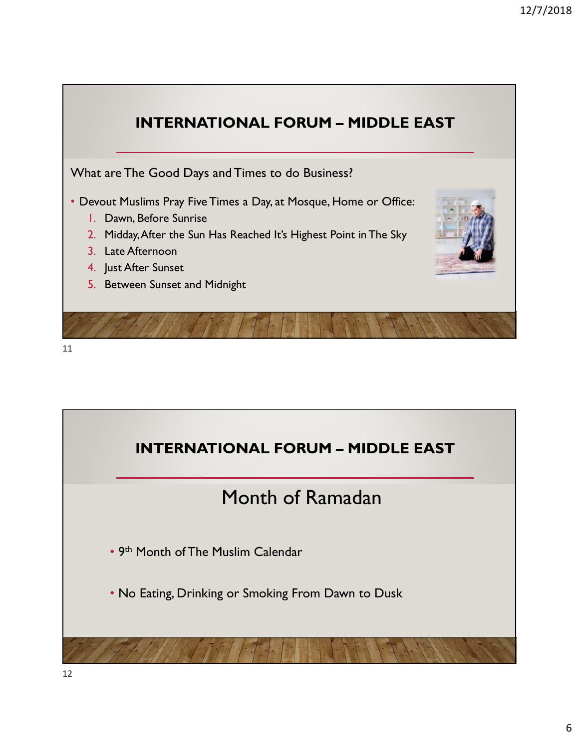## INTERNATIONAL FORUM – MIDDLE EAST

What are The Good Days and Times to do Business?

- Devout Muslims Pray Five Times a Day, at Mosque, Home or Office:
  1. Dawn, Before Sunrise
  2. Midday, After the Sun Has Reached It's Highest Point in The Sky
  3. Late Afternoon
  4. Just After Sunset
  5. Between Sunset and Midnight

## INTERNATIONAL FORUM – MIDDLE EAST

### Month of Ramadan

- 9th Month of The Muslim Calendar
- No Eating, Drinking or Smoking From Dawn to Dusk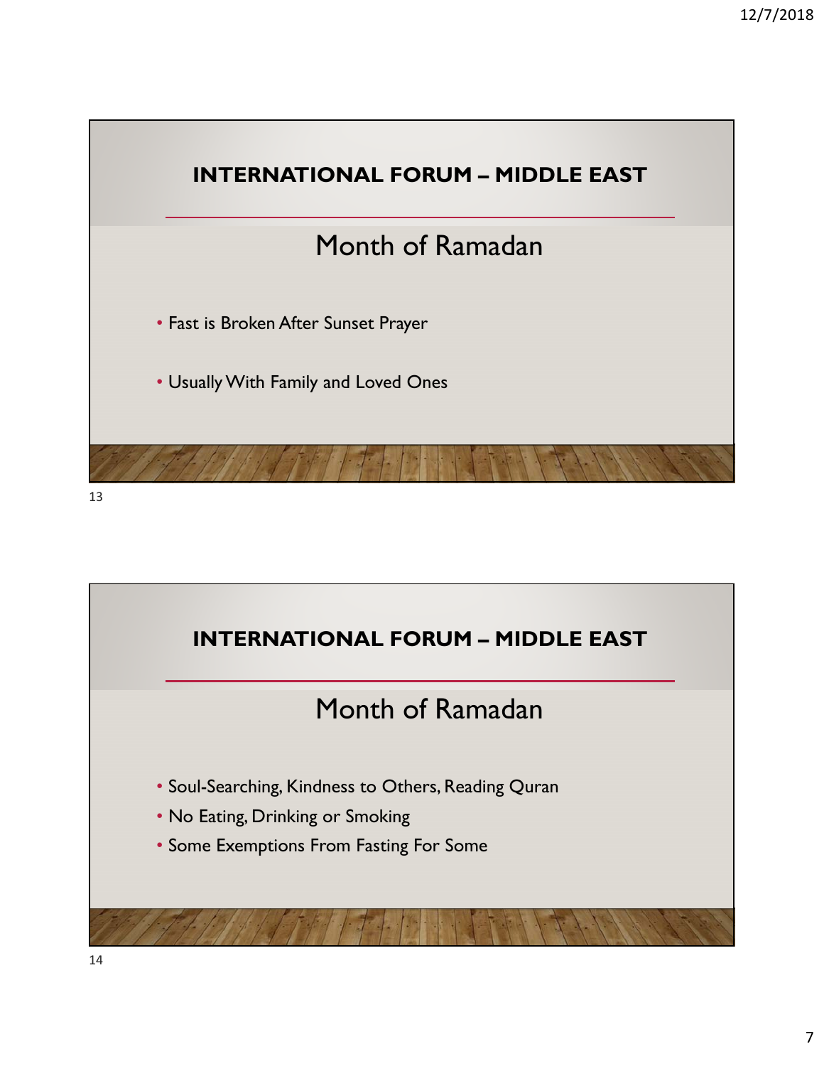## INTERNATIONAL FORUM – MIDDLE EAST

### Month of Ramadan

- Fast is Broken After Sunset Prayer
- Usually With Family and Loved Ones

## INTERNATIONAL FORUM – MIDDLE EAST

### Month of Ramadan

- Soul-Searching, Kindness to Others, Reading Quran
- No Eating, Drinking or Smoking
- Some Exemptions From Fasting For Some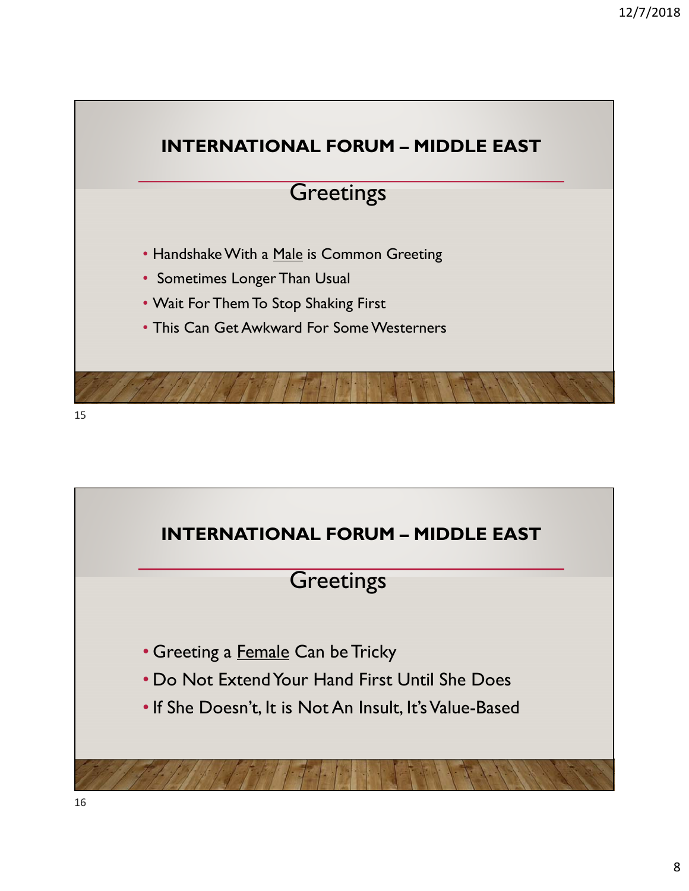## INTERNATIONAL FORUM – MIDDLE EAST

### Greetings

- Handshake With a <u>Male</u> is Common Greeting
- Sometimes Longer Than Usual
- Wait For Them To Stop Shaking First
- This Can Get Awkward For Some Westerners

15

## INTERNATIONAL FORUM – MIDDLE EAST

### Greetings

- Greeting a <u>Female</u> Can be Tricky
- Do Not Extend Your Hand First Until She Does
- If She Doesn't, It is Not An Insult, It's Value-Based

16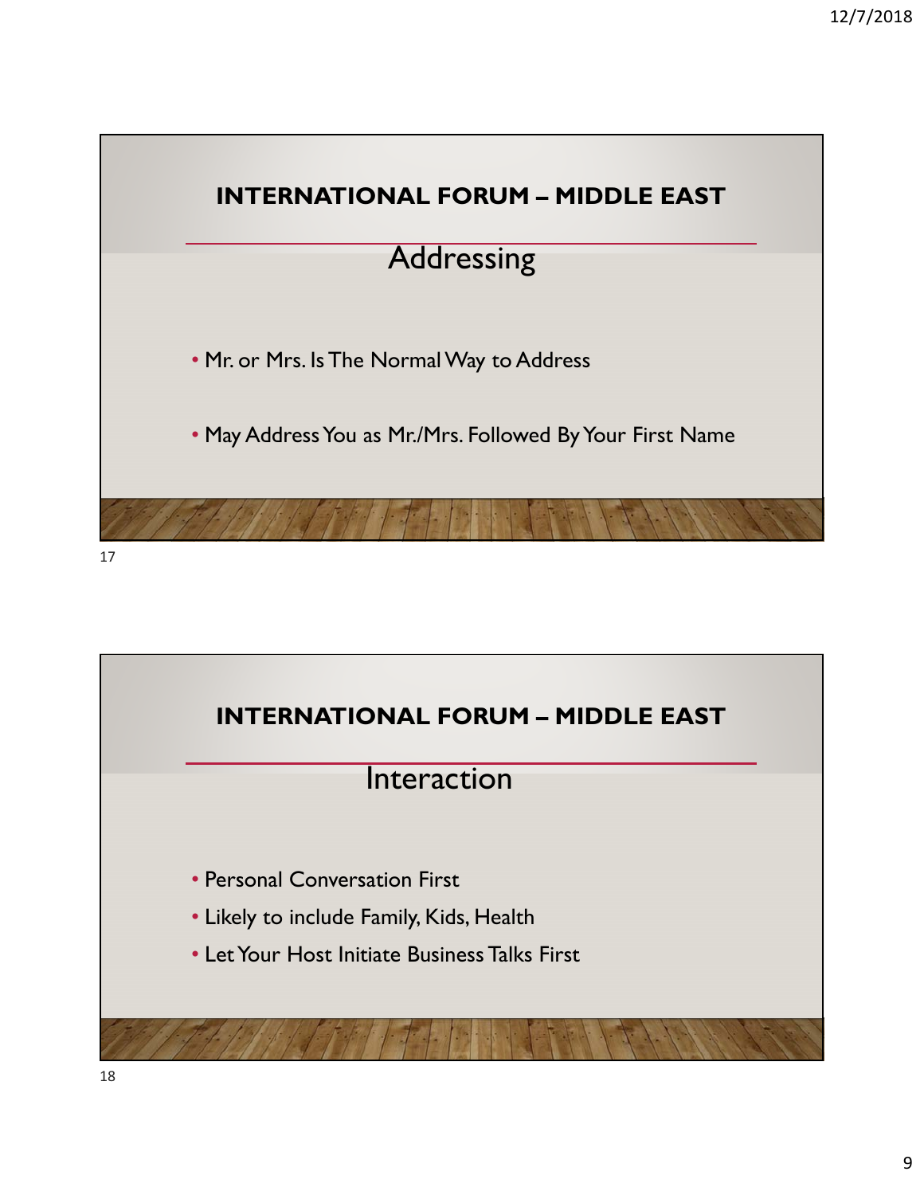## INTERNATIONAL FORUM – MIDDLE EAST

### Addressing

- Mr. or Mrs. Is The Normal Way to Address
- May Address You as Mr./Mrs. Followed By Your First Name

## INTERNATIONAL FORUM – MIDDLE EAST

### Interaction

- Personal Conversation First
- Likely to include Family, Kids, Health
- Let Your Host Initiate Business Talks First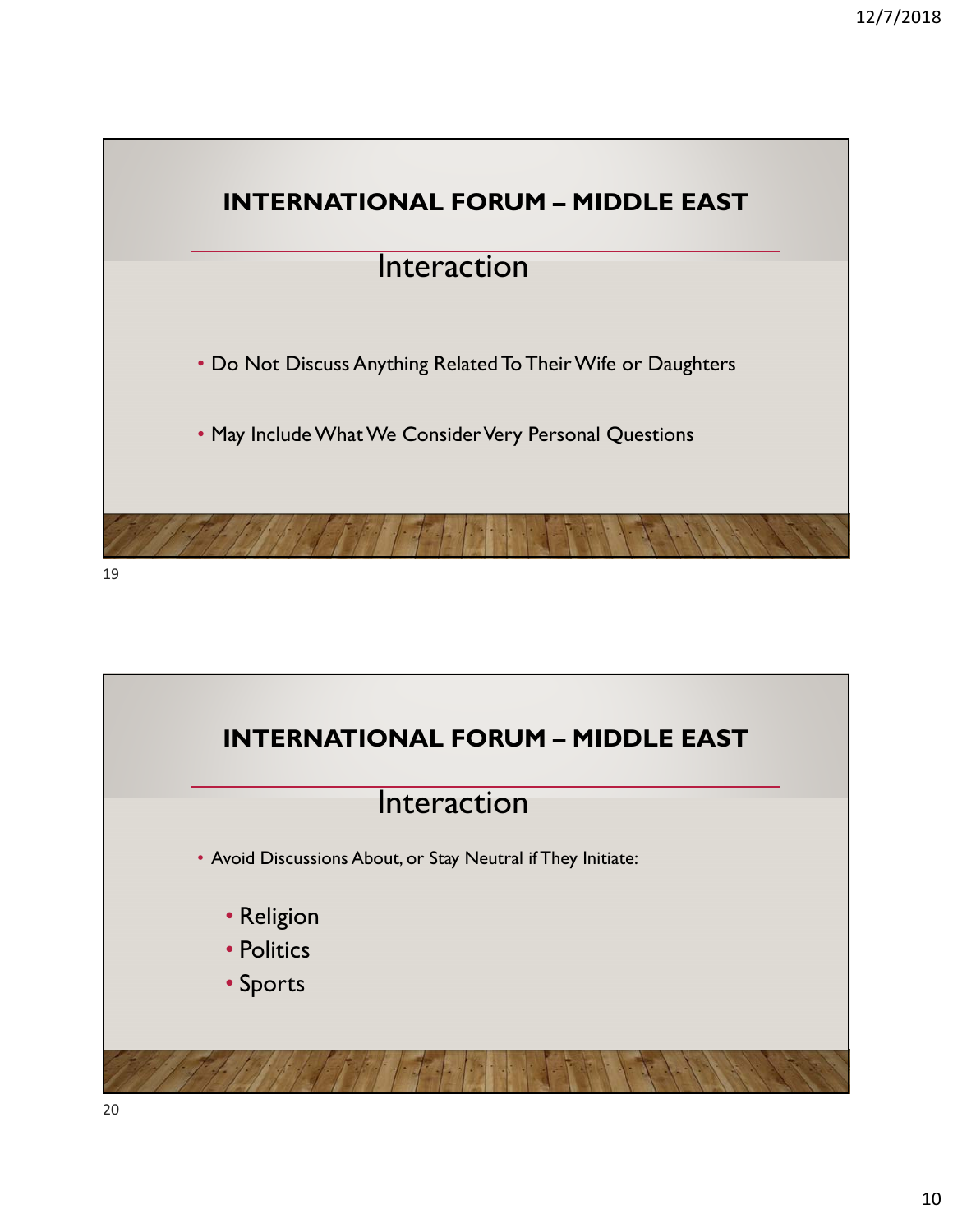## INTERNATIONAL FORUM – MIDDLE EAST

### Interaction

- Do Not Discuss Anything Related To Their Wife or Daughters
- May Include What We Consider Very Personal Questions

## INTERNATIONAL FORUM – MIDDLE EAST

### Interaction

- Avoid Discussions About, or Stay Neutral if They Initiate:
  - Religion
  - Politics
  - Sports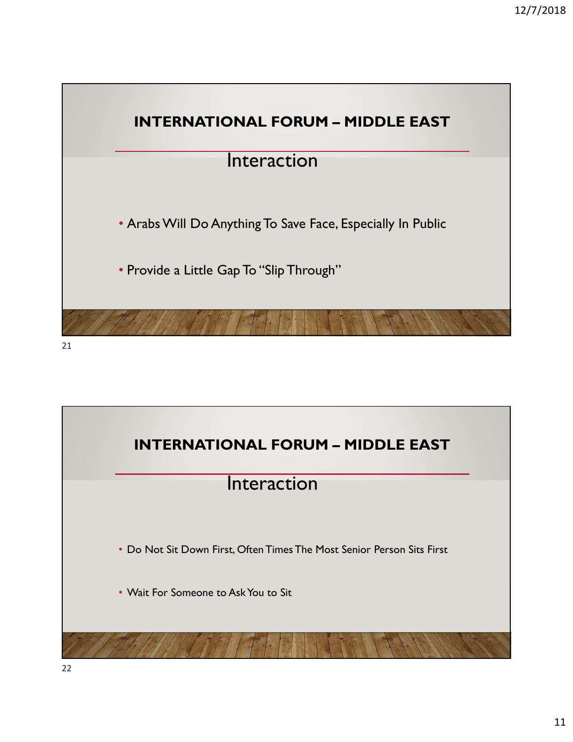## INTERNATIONAL FORUM – MIDDLE EAST

### Interaction

- Arabs Will Do Anything To Save Face, Especially In Public
- Provide a Little Gap To "Slip Through"

## INTERNATIONAL FORUM – MIDDLE EAST

### Interaction

- Do Not Sit Down First, Often Times The Most Senior Person Sits First
- Wait For Someone to Ask You to Sit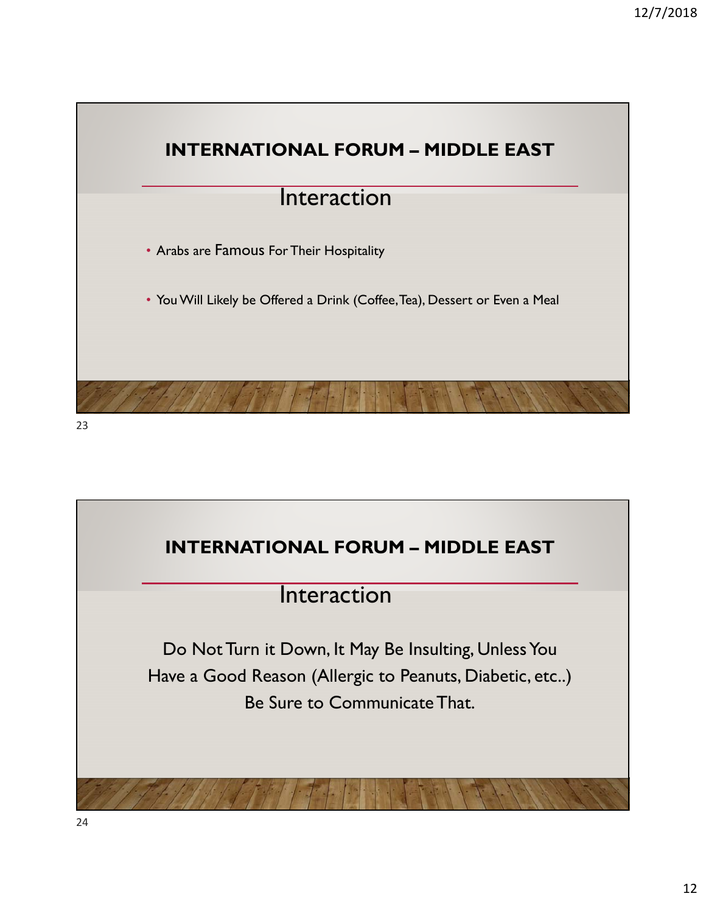## INTERNATIONAL FORUM – MIDDLE EAST

### Interaction

- Arabs are Famous For Their Hospitality
- You Will Likely be Offered a Drink (Coffee, Tea), Dessert or Even a Meal

## INTERNATIONAL FORUM – MIDDLE EAST

### Interaction

Do Not Turn it Down, It May Be Insulting, Unless You Have a Good Reason (Allergic to Peanuts, Diabetic, etc..) Be Sure to Communicate That.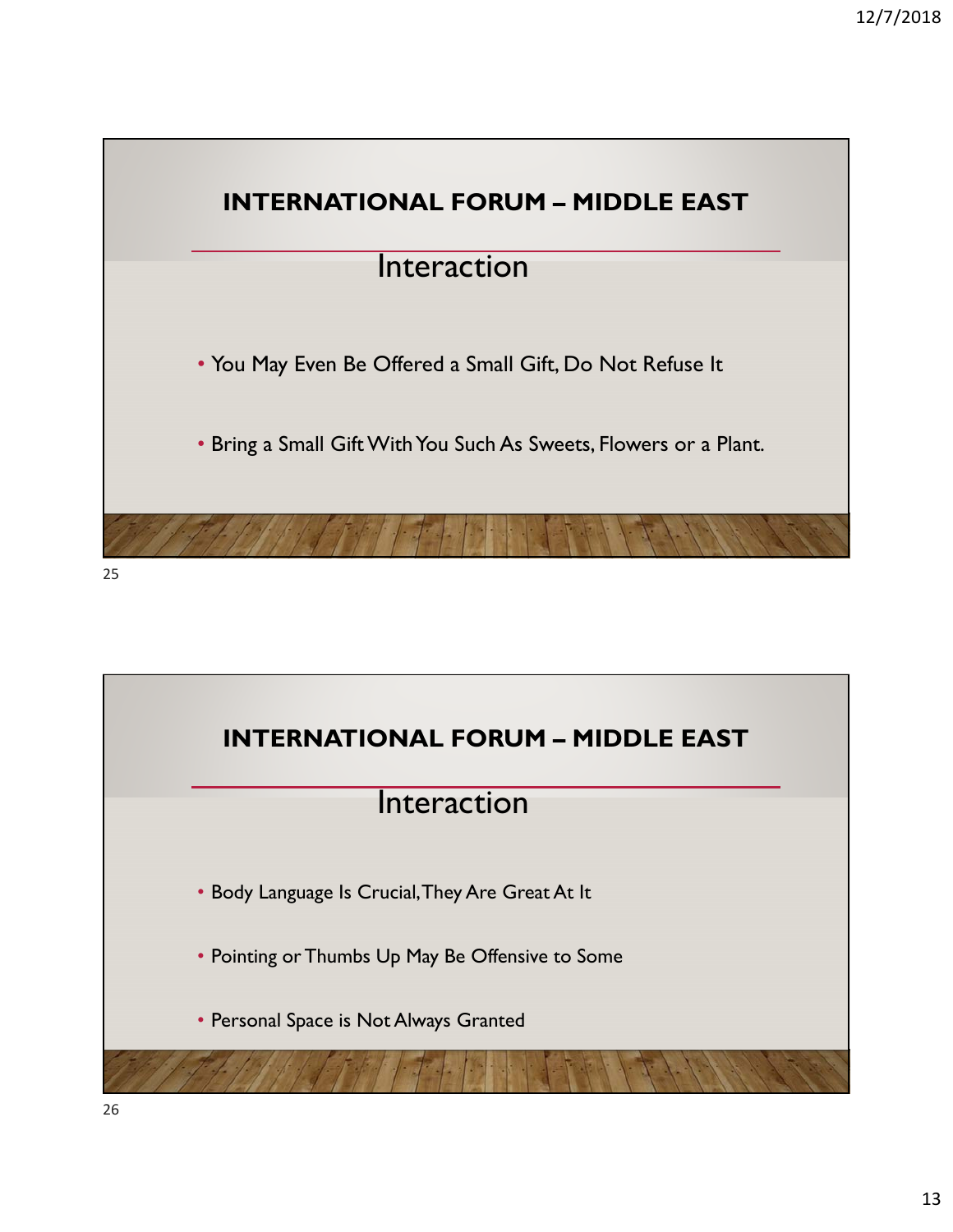## INTERNATIONAL FORUM – MIDDLE EAST

### Interaction

- You May Even Be Offered a Small Gift, Do Not Refuse It
- Bring a Small Gift With You Such As Sweets, Flowers or a Plant.

## INTERNATIONAL FORUM – MIDDLE EAST

### Interaction

- Body Language Is Crucial, They Are Great At It
- Pointing or Thumbs Up May Be Offensive to Some
- Personal Space is Not Always Granted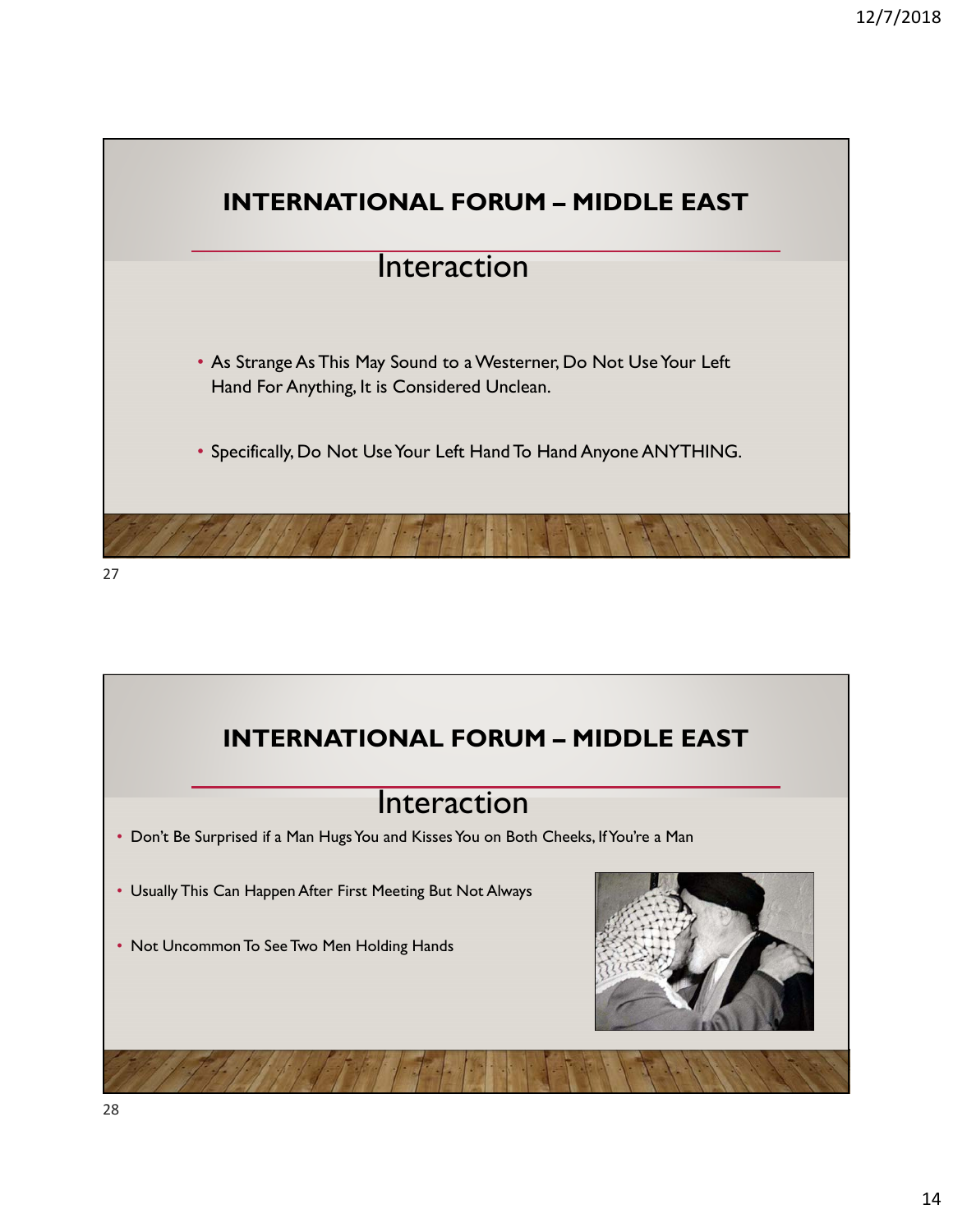## INTERNATIONAL FORUM – MIDDLE EAST

### Interaction

- As Strange As This May Sound to a Westerner, Do Not Use Your Left Hand For Anything, It is Considered Unclean.
- Specifically, Do Not Use Your Left Hand To Hand Anyone ANYTHING.

## INTERNATIONAL FORUM – MIDDLE EAST

### Interaction

- Don't Be Surprised if a Man Hugs You and Kisses You on Both Cheeks, If You're a Man
- Usually This Can Happen After First Meeting But Not Always
- Not Uncommon To See Two Men Holding Hands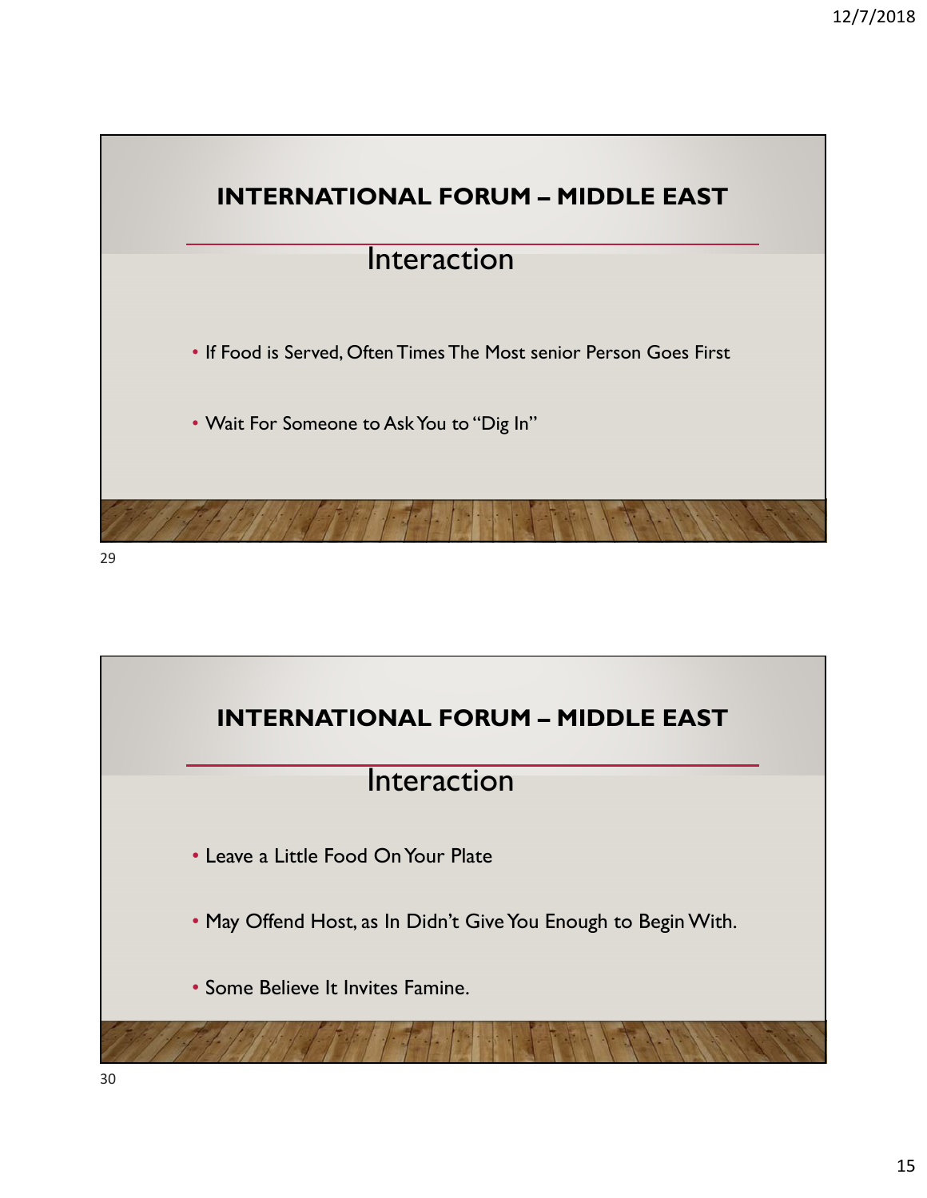## INTERNATIONAL FORUM – MIDDLE EAST

### Interaction

- If Food is Served, Often Times The Most senior Person Goes First
- Wait For Someone to Ask You to "Dig In"

## INTERNATIONAL FORUM – MIDDLE EAST

### Interaction

- Leave a Little Food On Your Plate
- May Offend Host, as In Didn't Give You Enough to Begin With.
- Some Believe It Invites Famine.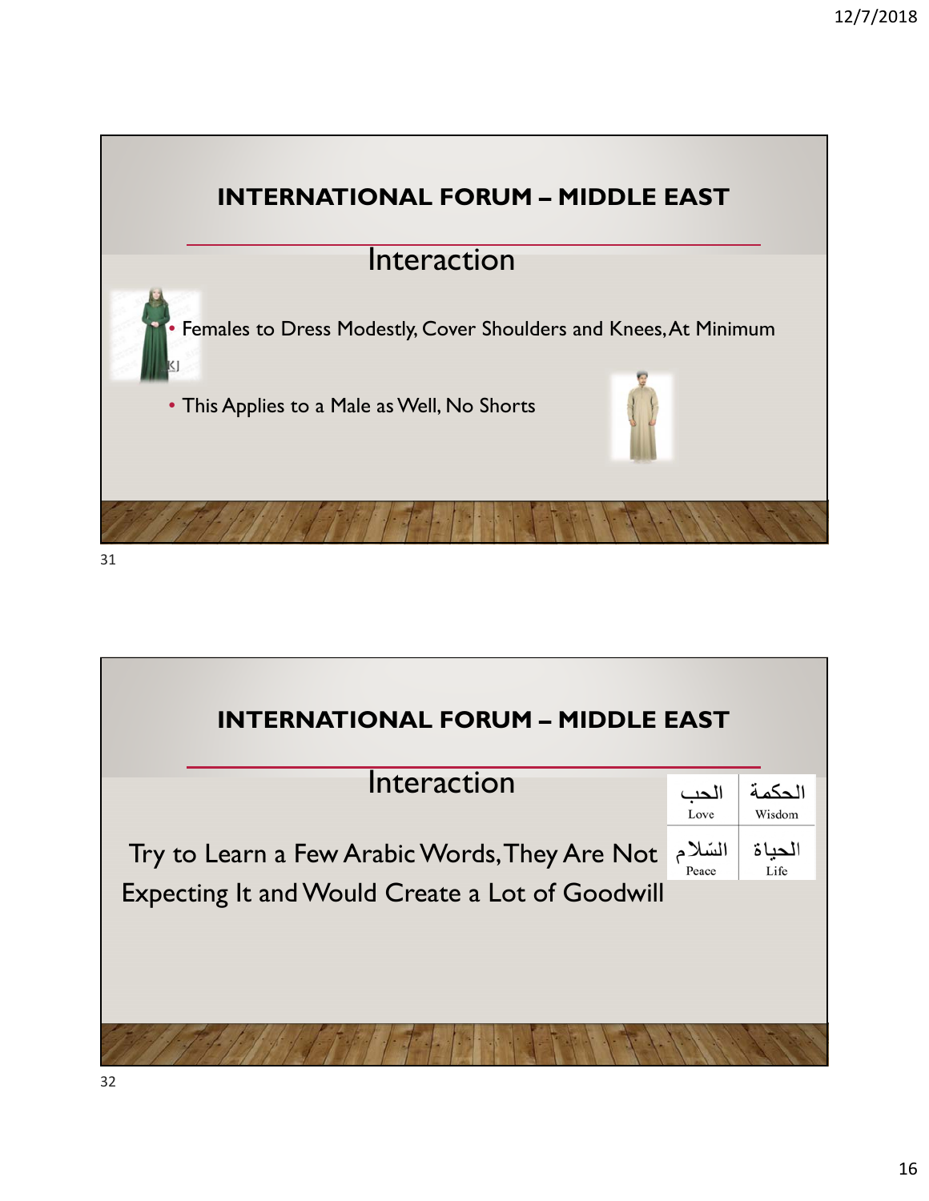## INTERNATIONAL FORUM – MIDDLE EAST

### Interaction

- Females to Dress Modestly, Cover Shoulders and Knees, At Minimum
- This Applies to a Male as Well, No Shorts

## INTERNATIONAL FORUM – MIDDLE EAST

### Interaction

Try to Learn a Few Arabic Words, They Are Not Expecting It and Would Create a Lot of Goodwill

| الحب<br>Love | الحكمة<br>Wisdom |
|---|---|
| السّلام<br>Peace | الحياة<br>Life |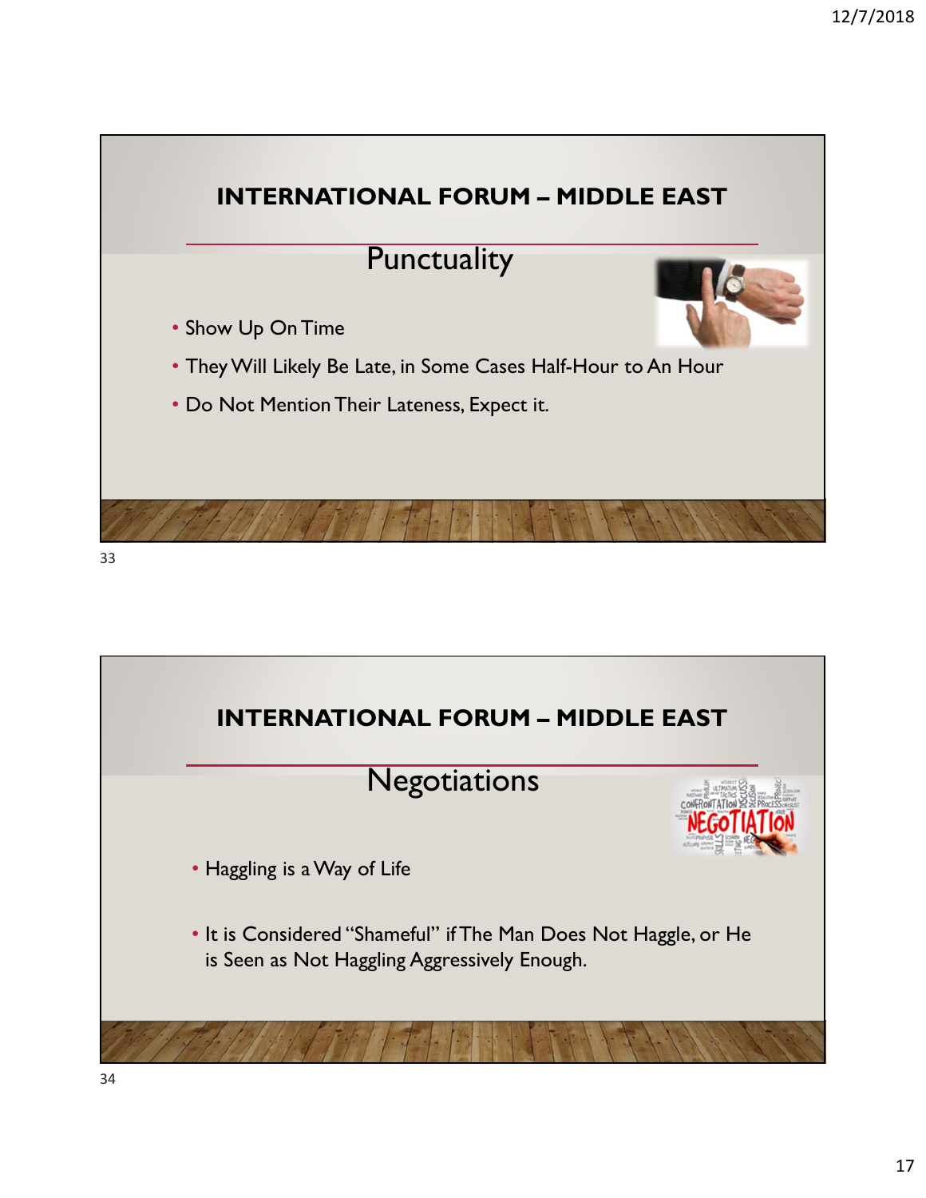## INTERNATIONAL FORUM – MIDDLE EAST

### Punctuality

- Show Up On Time
- They Will Likely Be Late, in Some Cases Half-Hour to An Hour
- Do Not Mention Their Lateness, Expect it.

## INTERNATIONAL FORUM – MIDDLE EAST

### Negotiations

- Haggling is a Way of Life
- It is Considered "Shameful" if The Man Does Not Haggle, or He is Seen as Not Haggling Aggressively Enough.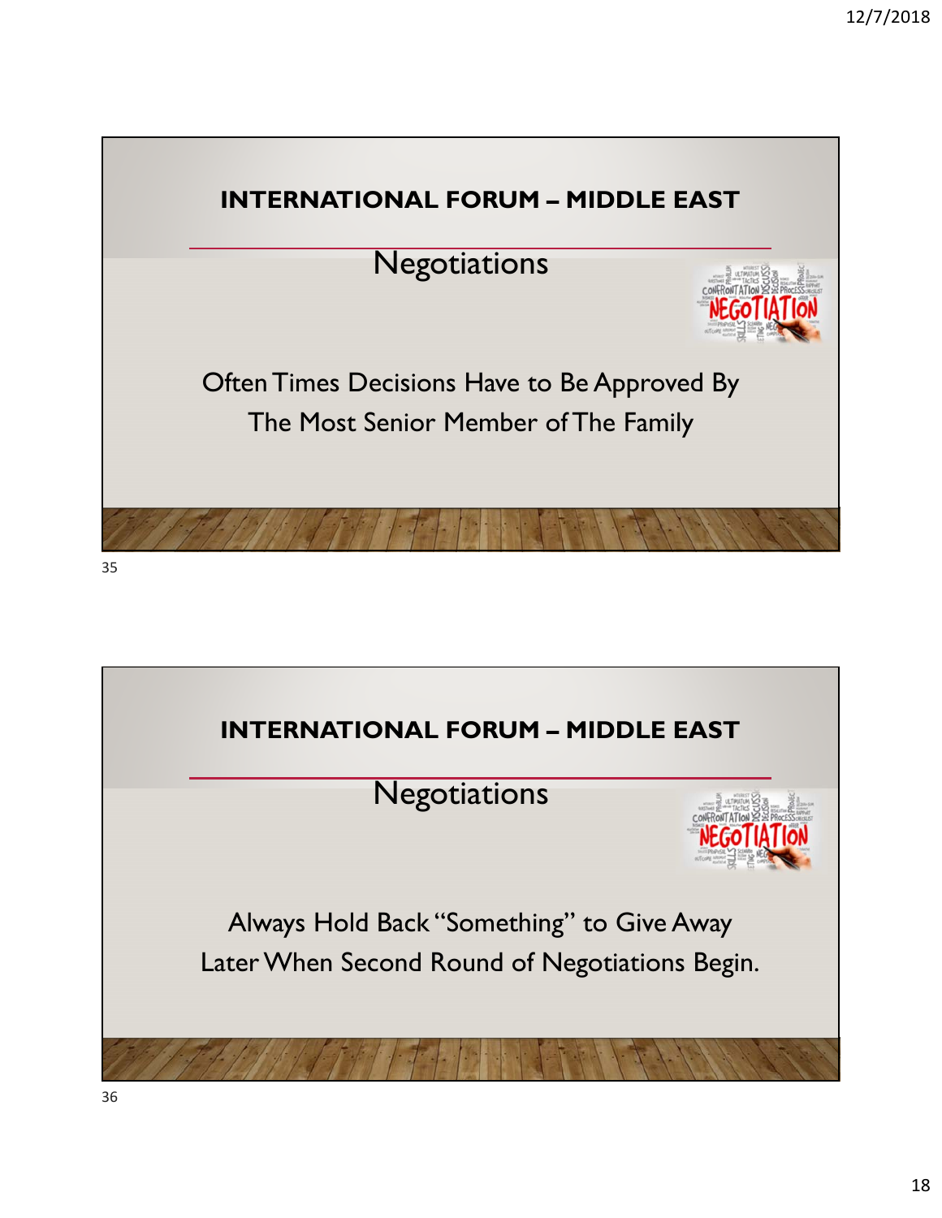## INTERNATIONAL FORUM – MIDDLE EAST

### Negotiations

Often Times Decisions Have to Be Approved By The Most Senior Member of The Family

## INTERNATIONAL FORUM – MIDDLE EAST

### Negotiations

Always Hold Back "Something" to Give Away Later When Second Round of Negotiations Begin.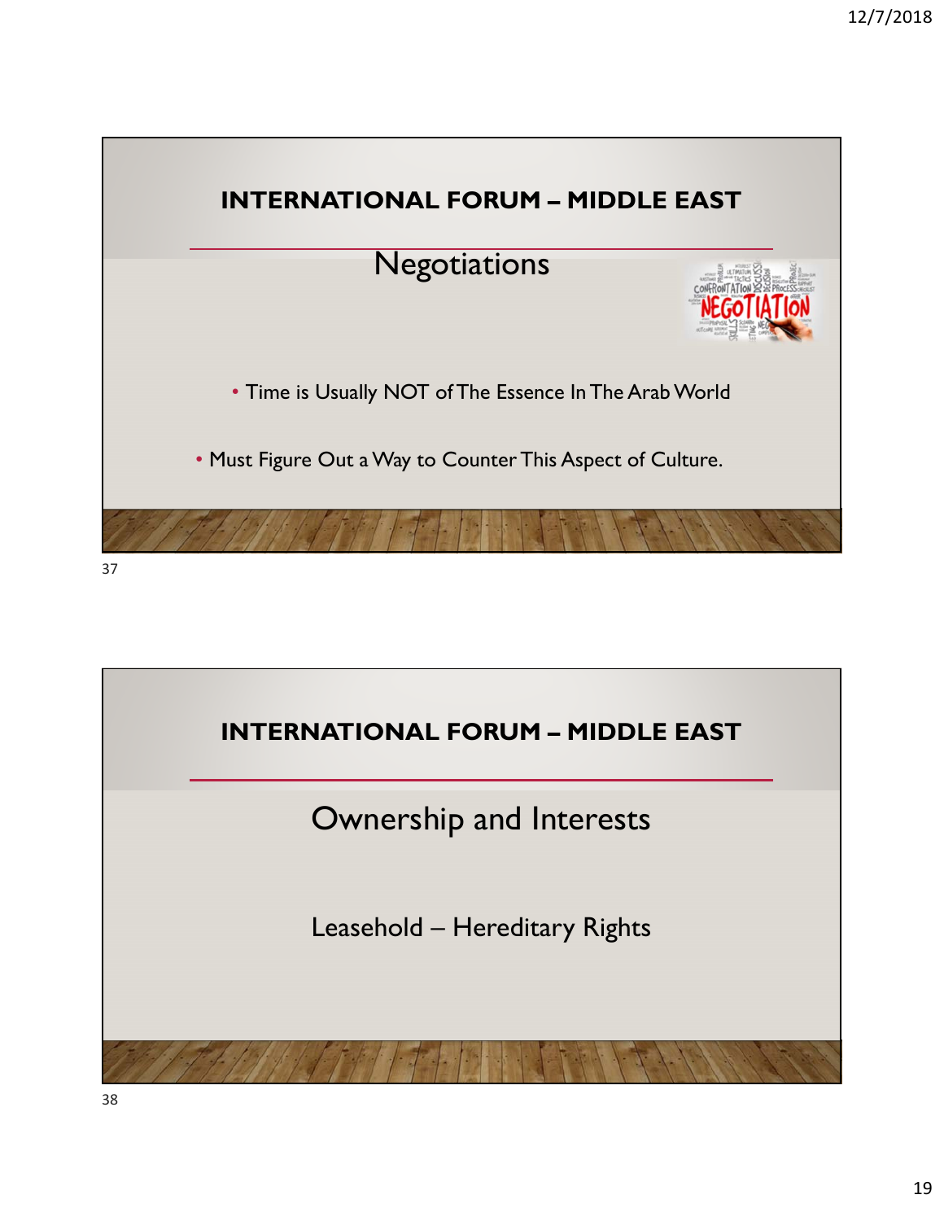## INTERNATIONAL FORUM – MIDDLE EAST

### Negotiations

- Time is Usually NOT of The Essence In The Arab World
- Must Figure Out a Way to Counter This Aspect of Culture.

## INTERNATIONAL FORUM – MIDDLE EAST

### Ownership and Interests

Leasehold – Hereditary Rights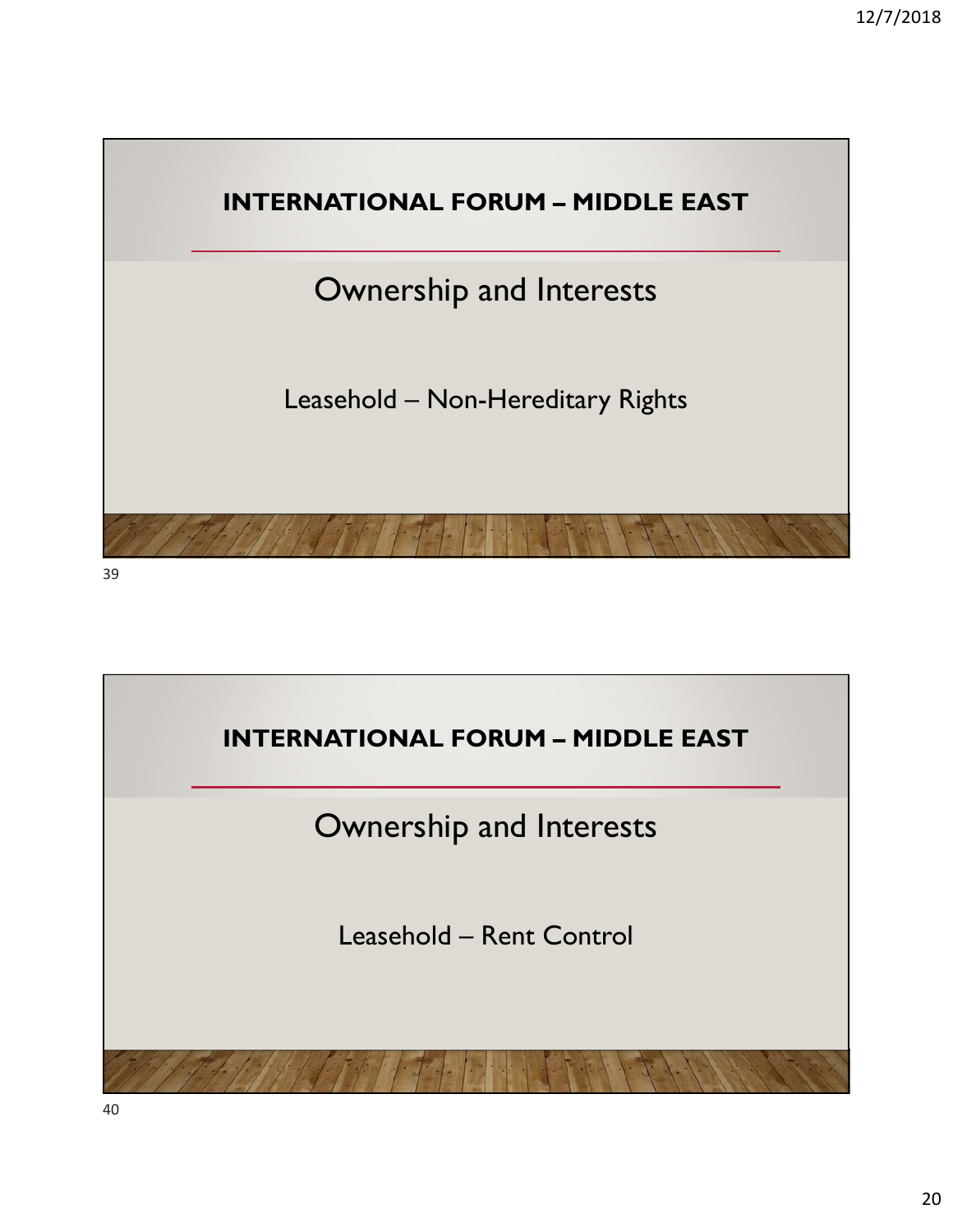## INTERNATIONAL FORUM – MIDDLE EAST

### Ownership and Interests

Leasehold – Non-Hereditary Rights

## INTERNATIONAL FORUM – MIDDLE EAST

### Ownership and Interests

Leasehold – Rent Control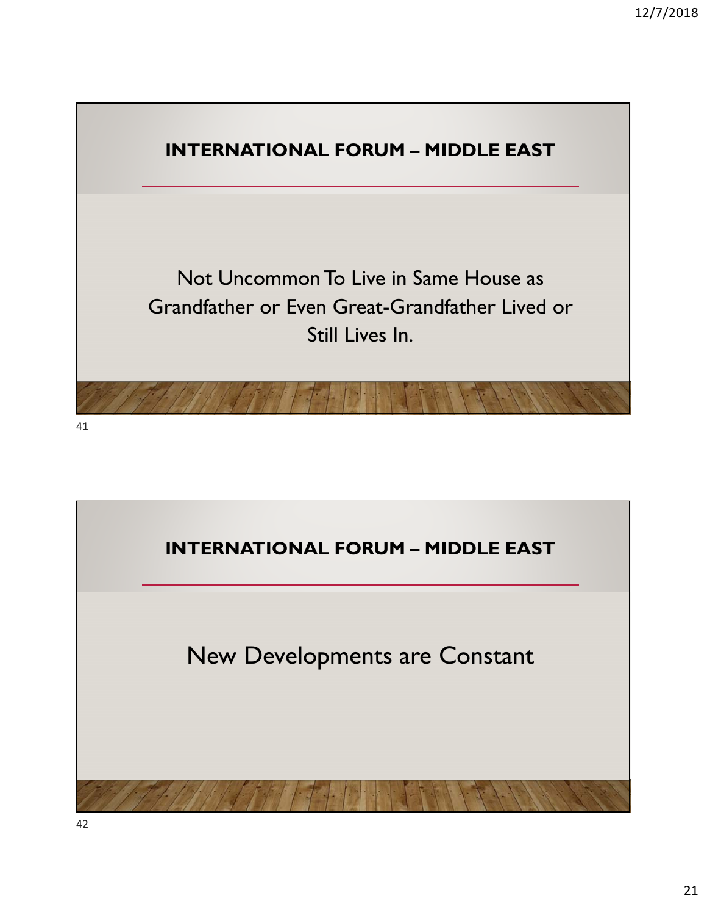## INTERNATIONAL FORUM – MIDDLE EAST

Not Uncommon To Live in Same House as Grandfather or Even Great-Grandfather Lived or Still Lives In.

## INTERNATIONAL FORUM – MIDDLE EAST

New Developments are Constant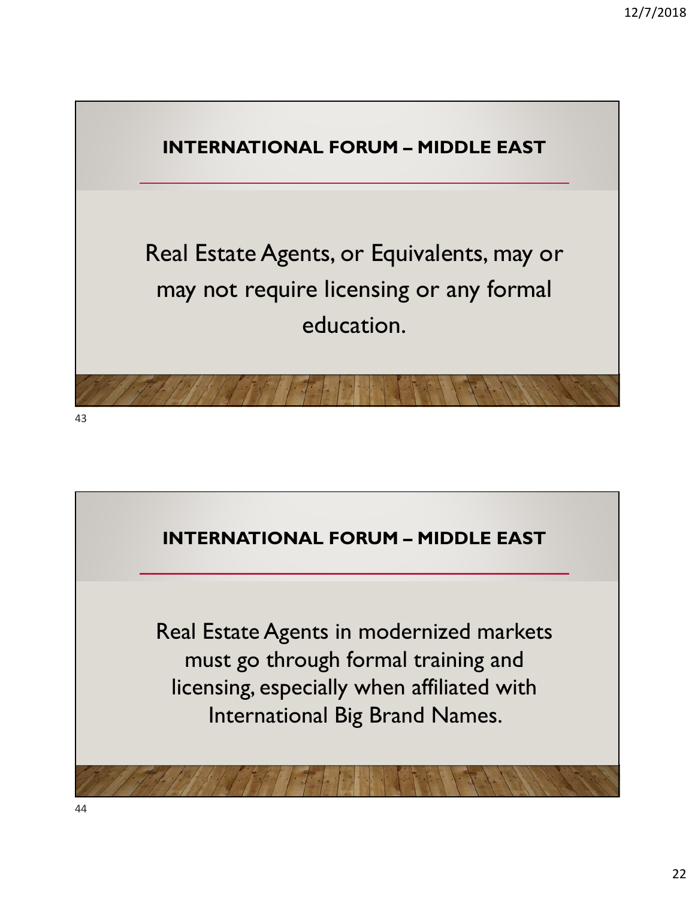## INTERNATIONAL FORUM – MIDDLE EAST

Real Estate Agents, or Equivalents, may or may not require licensing or any formal education.

## INTERNATIONAL FORUM – MIDDLE EAST

Real Estate Agents in modernized markets must go through formal training and licensing, especially when affiliated with International Big Brand Names.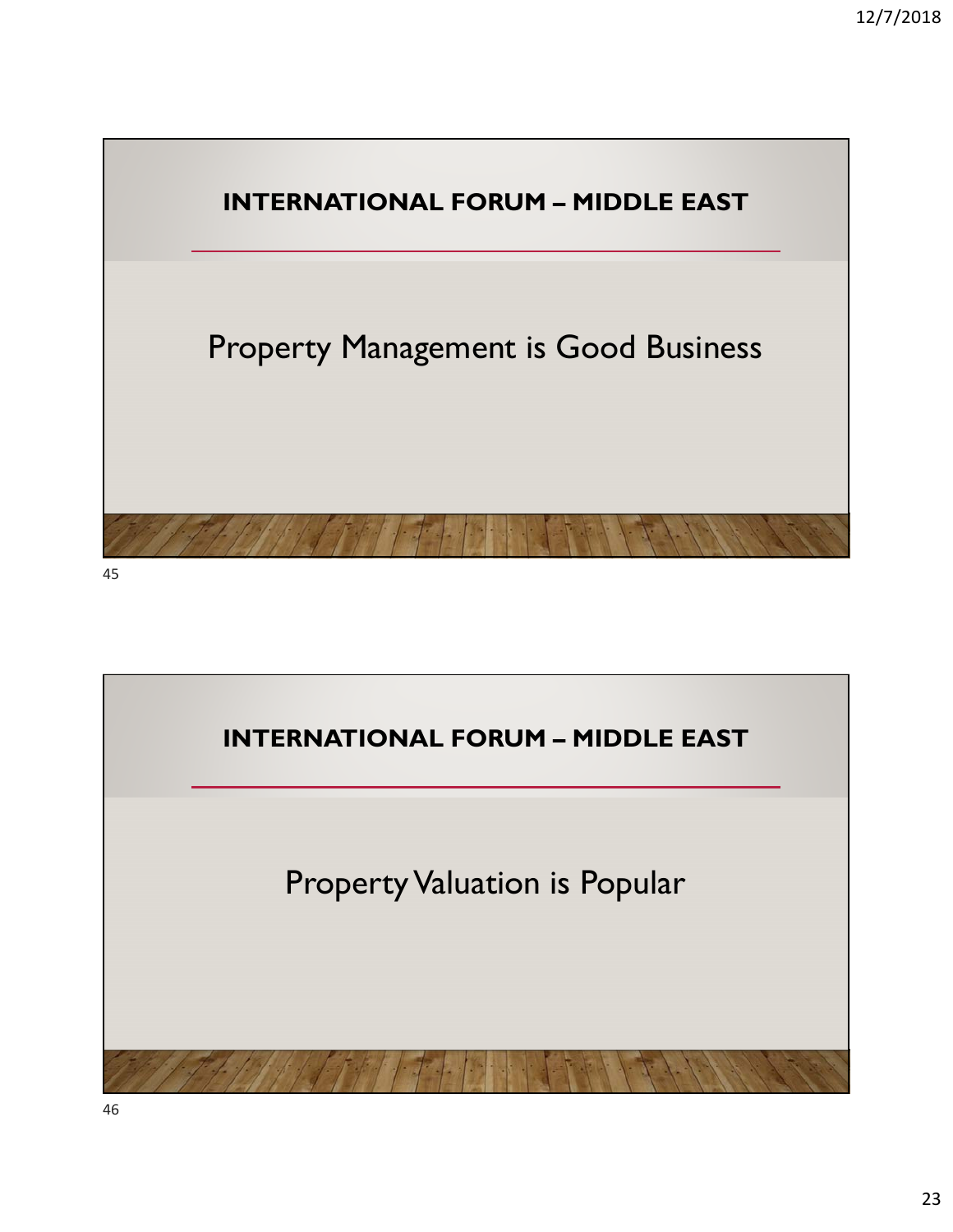## INTERNATIONAL FORUM – MIDDLE EAST

Property Management is Good Business

## INTERNATIONAL FORUM – MIDDLE EAST

Property Valuation is Popular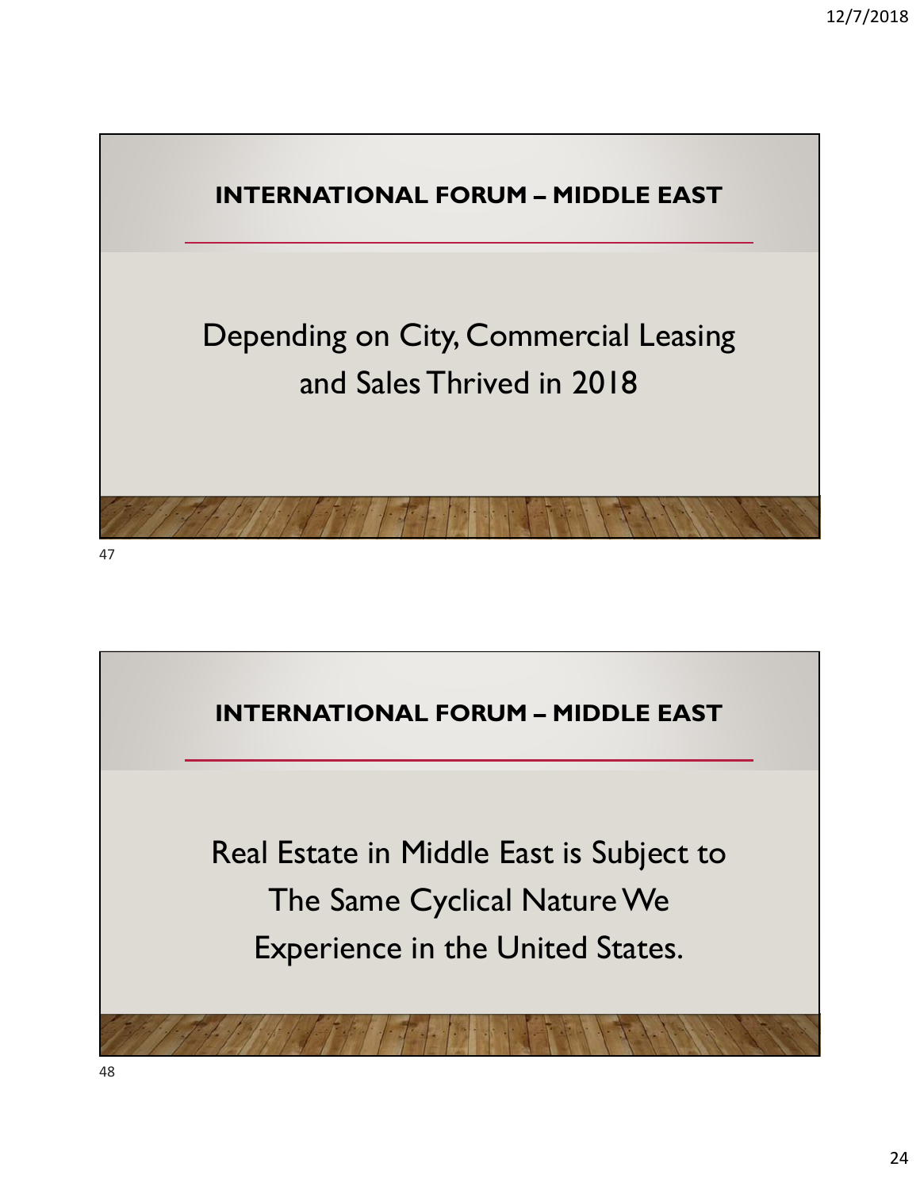## INTERNATIONAL FORUM – MIDDLE EAST

Depending on City, Commercial Leasing and Sales Thrived in 2018

## INTERNATIONAL FORUM – MIDDLE EAST

Real Estate in Middle East is Subject to The Same Cyclical Nature We Experience in the United States.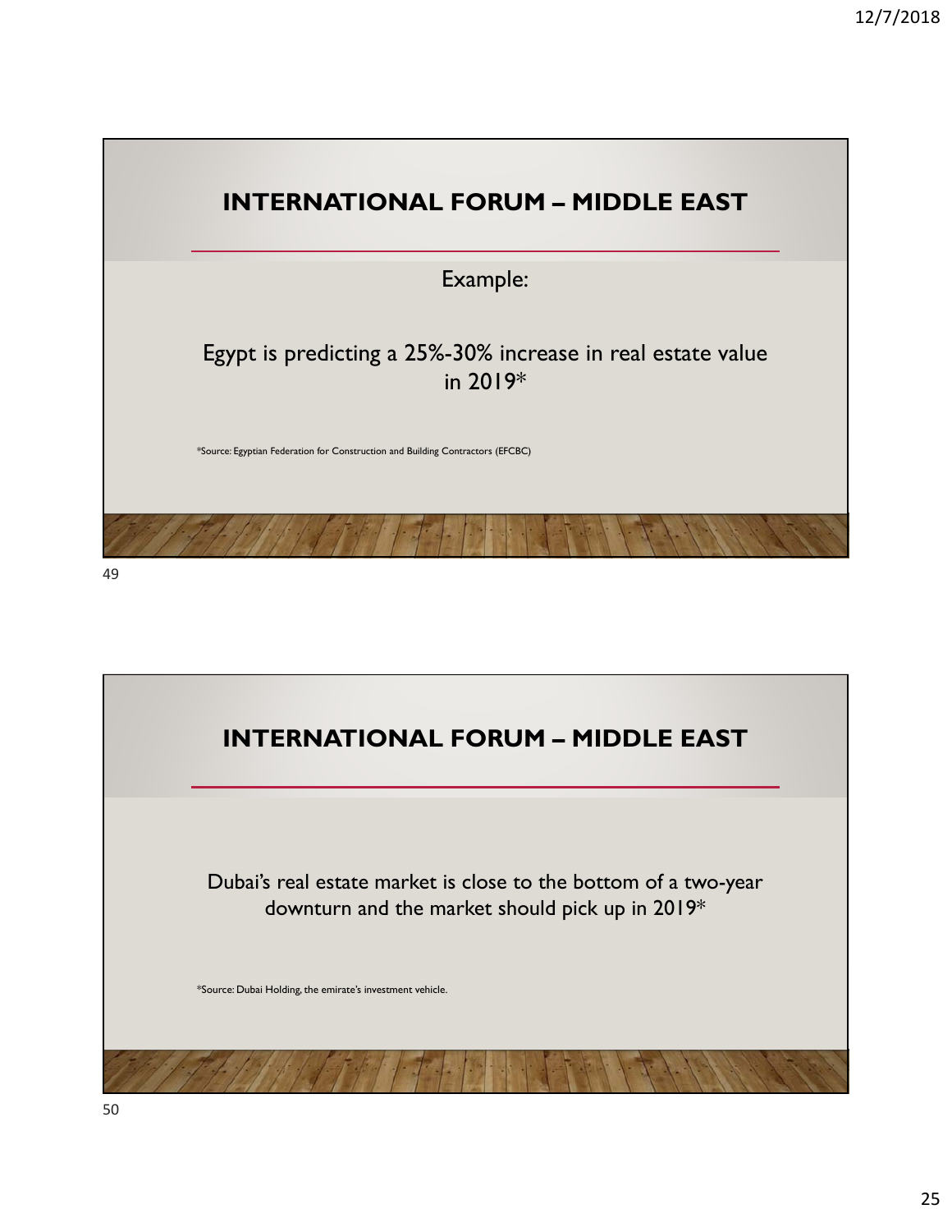## INTERNATIONAL FORUM – MIDDLE EAST

Example:

Egypt is predicting a 25%-30% increase in real estate value in 2019*

*Source: Egyptian Federation for Construction and Building Contractors (EFCBC)

## INTERNATIONAL FORUM – MIDDLE EAST

Dubai's real estate market is close to the bottom of a two-year downturn and the market should pick up in 2019*

*Source: Dubai Holding, the emirate's investment vehicle.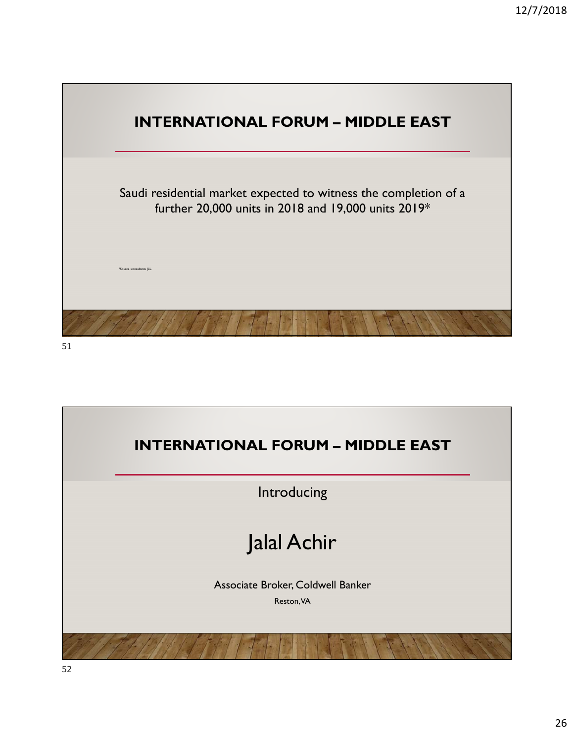## INTERNATIONAL FORUM – MIDDLE EAST

Saudi residential market expected to witness the completion of a further 20,000 units in 2018 and 19,000 units 2019*

*Source :consultants JLL

## INTERNATIONAL FORUM – MIDDLE EAST

Introducing

# Jalal Achir

Associate Broker, Coldwell Banker

Reston, VA